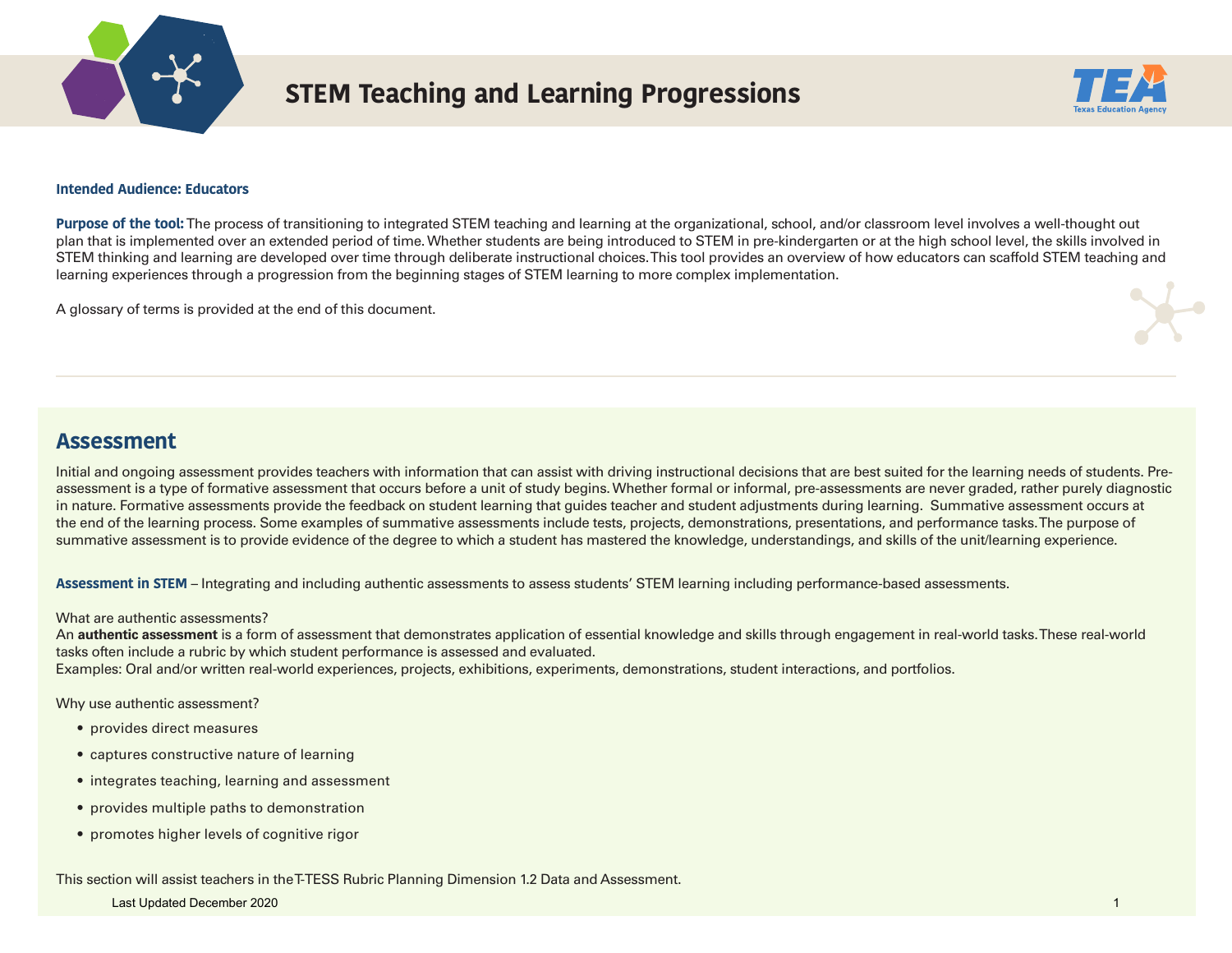# STEM Teaching and Learning Progressions

**Intended Audience: Educators**

**Purpose of the tool:** The process of transitioning to integrated STEM teaching and learning at the organizational, school, and/or classroom level involves a well-thought out plan that is implemented over an extended period of time. Whether students are being introduced to STEM in pre-kindergarten or at the high school level, the skills involved in STEM thinking and learning are developed over time through deliberate instructional choices. This tool provides an overview of how educators can scaffold STEM teaching and learning experiences through a progression from the beginning stages of STEM learning to more complex implementation.

A glossary of terms is provided at the end of this document.

## Assessment

Initial and ongoing assessment provides teachers with information that can assist with driving instructional decisions that are best suited for the learning needs of students. Pre-assessment is a type of formative assessment that occurs before a unit of study begins. Whether formal or informal, pre-assessments are never graded, rather purely diagnostic in nature. Formative assessments provide the feedback on student learning that guides teacher and student adjustments during learning. Summative assessment occurs at the end of the learning process. Some examples of summative assessments include tests, projects, demonstrations, presentations, and performance tasks. The purpose of summative assessment is to provide evidence of the degree to which a student has mastered the knowledge, understandings, and skills of the unit/learning experience.

**Assessment in STEM** – Integrating and including authentic assessments to assess students' STEM learning including performance-based assessments.

What are authentic assessments?
An **authentic assessment** is a form of assessment that demonstrates application of essential knowledge and skills through engagement in real-world tasks. These real-world tasks often include a rubric by which student performance is assessed and evaluated.
Examples: Oral and/or written real-world experiences, projects, exhibitions, experiments, demonstrations, student interactions, and portfolios.

Why use authentic assessment?

- provides direct measures
- captures constructive nature of learning
- integrates teaching, learning and assessment
- provides multiple paths to demonstration
- promotes higher levels of cognitive rigor

This section will assist teachers in the T-TESS Rubric Planning Dimension 1.2 Data and Assessment.

Last Updated December 2020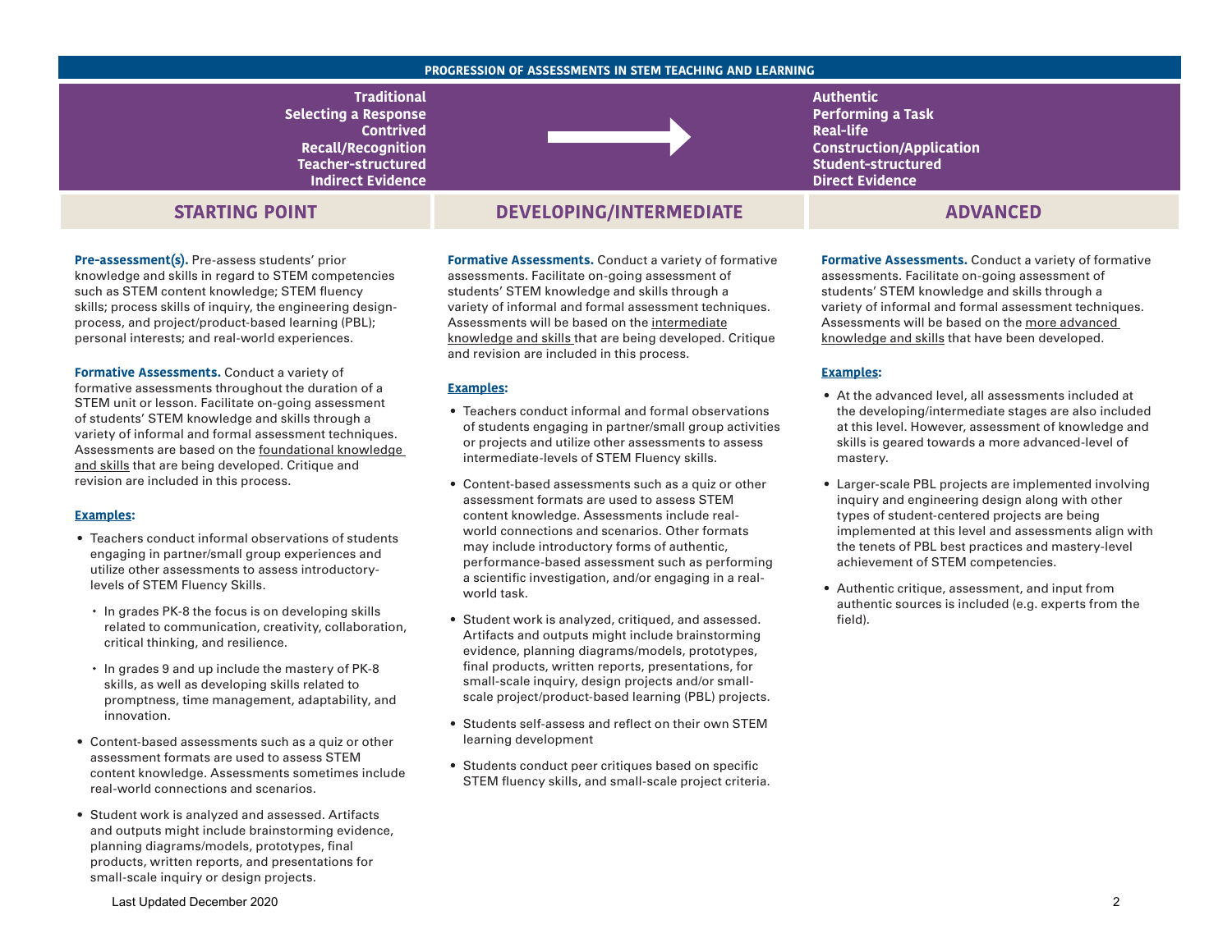## PROGRESSION OF ASSESSMENTS IN STEM TEACHING AND LEARNING

| Traditional → Authentic |
| --- |
| Traditional → Authentic |
| Selecting a Response → Performing a Task |
| Contrived → Real-life |
| Recall/Recognition → Construction/Application |
| Teacher-structured → Student-structured |
| Indirect Evidence → Direct Evidence |

## STARTING POINT

**Pre-assessment(s).** Pre-assess students' prior knowledge and skills in regard to STEM competencies such as STEM content knowledge; STEM fluency skills; process skills of inquiry, the engineering design-process, and project/product-based learning (PBL); personal interests; and real-world experiences.

**Formative Assessments.** Conduct a variety of formative assessments throughout the duration of a STEM unit or lesson. Facilitate on-going assessment of students' STEM knowledge and skills through a variety of informal and formal assessment techniques. Assessments are based on the foundational knowledge and skills that are being developed. Critique and revision are included in this process.

**Examples:**

- Teachers conduct informal observations of students engaging in partner/small group experiences and utilize other assessments to assess introductory-levels of STEM Fluency Skills.
  - In grades PK-8 the focus is on developing skills related to communication, creativity, collaboration, critical thinking, and resilience.
  - In grades 9 and up include the mastery of PK-8 skills, as well as developing skills related to promptness, time management, adaptability, and innovation.
- Content-based assessments such as a quiz or other assessment formats are used to assess STEM content knowledge. Assessments sometimes include real-world connections and scenarios.
- Student work is analyzed and assessed. Artifacts and outputs might include brainstorming evidence, planning diagrams/models, prototypes, final products, written reports, and presentations for small-scale inquiry or design projects.

## DEVELOPING/INTERMEDIATE

**Formative Assessments.** Conduct a variety of formative assessments. Facilitate on-going assessment of students' STEM knowledge and skills through a variety of informal and formal assessment techniques. Assessments will be based on the intermediate knowledge and skills that are being developed. Critique and revision are included in this process.

**Examples:**

- Teachers conduct informal and formal observations of students engaging in partner/small group activities or projects and utilize other assessments to assess intermediate-levels of STEM Fluency skills.
- Content-based assessments such as a quiz or other assessment formats are used to assess STEM content knowledge. Assessments include real-world connections and scenarios. Other formats may include introductory forms of authentic, performance-based assessment such as performing a scientific investigation, and/or engaging in a real-world task.
- Student work is analyzed, critiqued, and assessed. Artifacts and outputs might include brainstorming evidence, planning diagrams/models, prototypes, final products, written reports, presentations, for small-scale inquiry, design projects and/or small-scale project/product-based learning (PBL) projects.
- Students self-assess and reflect on their own STEM learning development
- Students conduct peer critiques based on specific STEM fluency skills, and small-scale project criteria.

## ADVANCED

**Formative Assessments.** Conduct a variety of formative assessments. Facilitate on-going assessment of students' STEM knowledge and skills through a variety of informal and formal assessment techniques. Assessments will be based on the more advanced knowledge and skills that have been developed.

**Examples:**

- At the advanced level, all assessments included at the developing/intermediate stages are also included at this level. However, assessment of knowledge and skills is geared towards a more advanced-level of mastery.
- Larger-scale PBL projects are implemented involving inquiry and engineering design along with other types of student-centered projects are being implemented at this level and assessments align with the tenets of PBL best practices and mastery-level achievement of STEM competencies.
- Authentic critique, assessment, and input from authentic sources is included (e.g. experts from the field).

Last Updated December 2020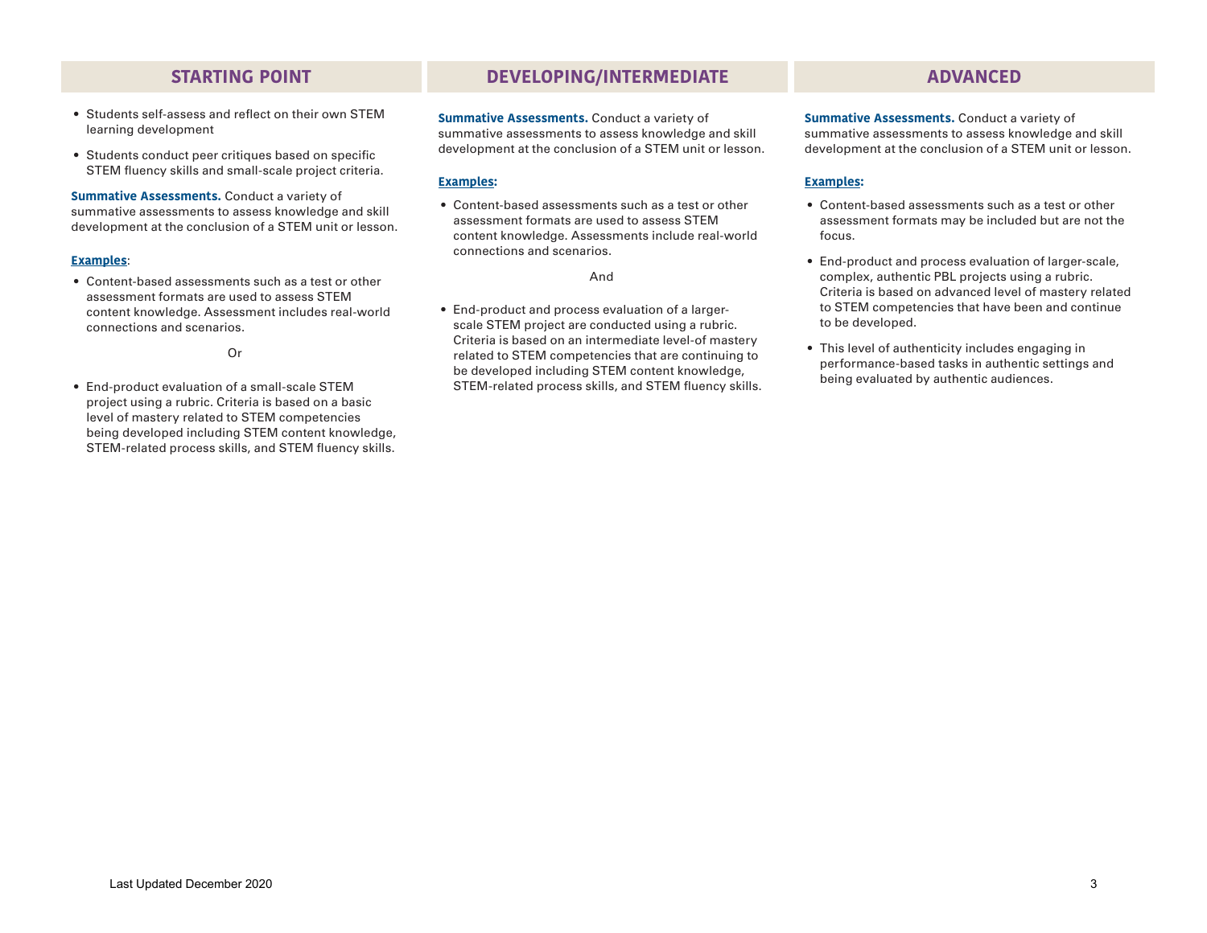## STARTING POINT

- Students self-assess and reflect on their own STEM learning development
- Students conduct peer critiques based on specific STEM fluency skills and small-scale project criteria.

**Summative Assessments.** Conduct a variety of summative assessments to assess knowledge and skill development at the conclusion of a STEM unit or lesson.

**Examples**:

- Content-based assessments such as a test or other assessment formats are used to assess STEM content knowledge. Assessment includes real-world connections and scenarios.

Or

- End-product evaluation of a small-scale STEM project using a rubric. Criteria is based on a basic level of mastery related to STEM competencies being developed including STEM content knowledge, STEM-related process skills, and STEM fluency skills.

## DEVELOPING/INTERMEDIATE

**Summative Assessments.** Conduct a variety of summative assessments to assess knowledge and skill development at the conclusion of a STEM unit or lesson.

**Examples:**

- Content-based assessments such as a test or other assessment formats are used to assess STEM content knowledge. Assessments include real-world connections and scenarios.

And

- End-product and process evaluation of a larger-scale STEM project are conducted using a rubric. Criteria is based on an intermediate level-of mastery related to STEM competencies that are continuing to be developed including STEM content knowledge, STEM-related process skills, and STEM fluency skills.

## ADVANCED

**Summative Assessments.** Conduct a variety of summative assessments to assess knowledge and skill development at the conclusion of a STEM unit or lesson.

**Examples:**

- Content-based assessments such as a test or other assessment formats may be included but are not the focus.
- End-product and process evaluation of larger-scale, complex, authentic PBL projects using a rubric. Criteria is based on advanced level of mastery related to STEM competencies that have been and continue to be developed.
- This level of authenticity includes engaging in performance-based tasks in authentic settings and being evaluated by authentic audiences.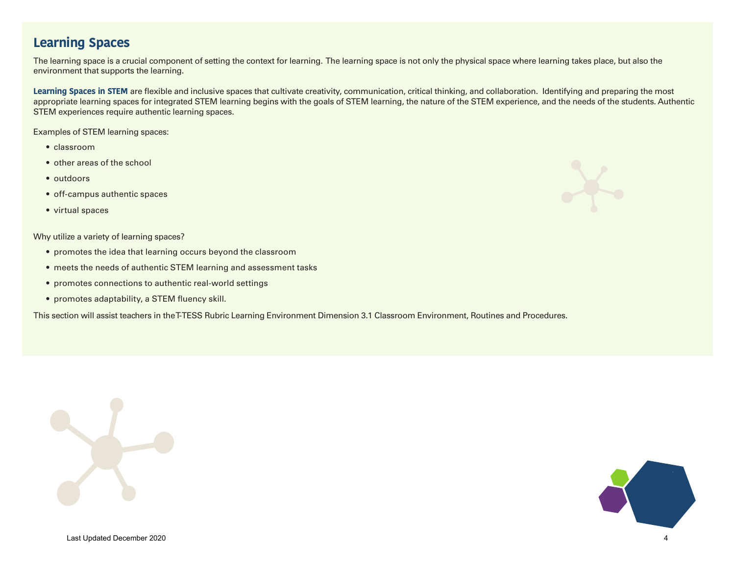## Learning Spaces

The learning space is a crucial component of setting the context for learning. The learning space is not only the physical space where learning takes place, but also the environment that supports the learning.

**Learning Spaces in STEM** are flexible and inclusive spaces that cultivate creativity, communication, critical thinking, and collaboration. Identifying and preparing the most appropriate learning spaces for integrated STEM learning begins with the goals of STEM learning, the nature of the STEM experience, and the needs of the students. Authentic STEM experiences require authentic learning spaces.

Examples of STEM learning spaces:

- classroom
- other areas of the school
- outdoors
- off-campus authentic spaces
- virtual spaces

Why utilize a variety of learning spaces?

- promotes the idea that learning occurs beyond the classroom
- meets the needs of authentic STEM learning and assessment tasks
- promotes connections to authentic real-world settings
- promotes adaptability, a STEM fluency skill.

This section will assist teachers in theT-TESS Rubric Learning Environment Dimension 3.1 Classroom Environment, Routines and Procedures.

Last Updated December 2020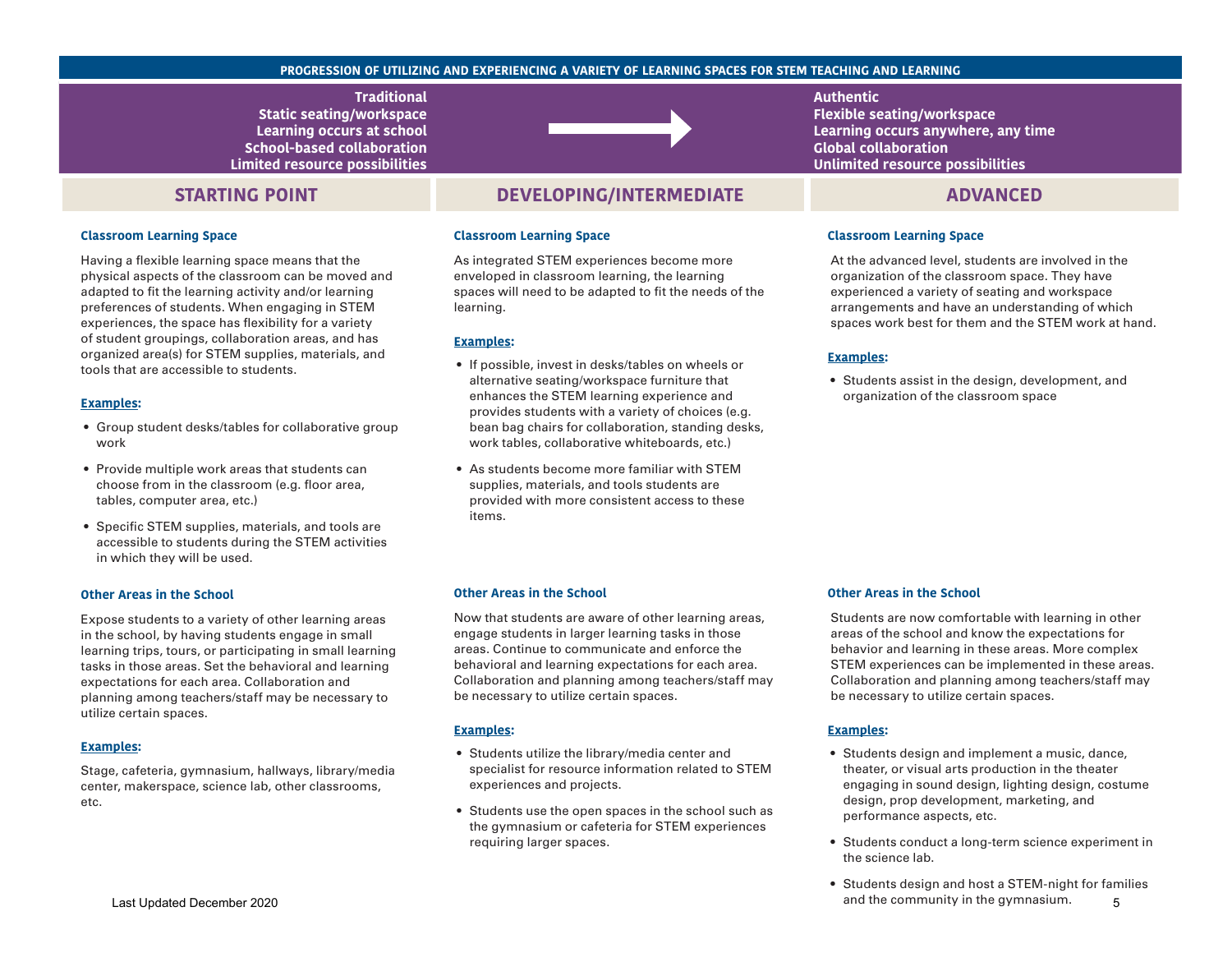## PROGRESSION OF UTILIZING AND EXPERIENCING A VARIETY OF LEARNING SPACES FOR STEM TEACHING AND LEARNING

| Traditional | → | Authentic |
|---|---|---|
| Static seating/workspace | | Flexible seating/workspace |
| Learning occurs at school | | Learning occurs anywhere, any time |
| School-based collaboration | | Global collaboration |
| Limited resource possibilities | | Unlimited resource possibilities |

## STARTING POINT

### Classroom Learning Space

Having a flexible learning space means that the physical aspects of the classroom can be moved and adapted to fit the learning activity and/or learning preferences of students. When engaging in STEM experiences, the space has flexibility for a variety of student groupings, collaboration areas, and has organized area(s) for STEM supplies, materials, and tools that are accessible to students.

**Examples:**

- Group student desks/tables for collaborative group work
- Provide multiple work areas that students can choose from in the classroom (e.g. floor area, tables, computer area, etc.)
- Specific STEM supplies, materials, and tools are accessible to students during the STEM activities in which they will be used.

### Other Areas in the School

Expose students to a variety of other learning areas in the school, by having students engage in small learning trips, tours, or participating in small learning tasks in those areas. Set the behavioral and learning expectations for each area. Collaboration and planning among teachers/staff may be necessary to utilize certain spaces.

**Examples:**

Stage, cafeteria, gymnasium, hallways, library/media center, makerspace, science lab, other classrooms, etc.

## DEVELOPING/INTERMEDIATE

### Classroom Learning Space

As integrated STEM experiences become more enveloped in classroom learning, the learning spaces will need to be adapted to fit the needs of the learning.

**Examples:**

- If possible, invest in desks/tables on wheels or alternative seating/workspace furniture that enhances the STEM learning experience and provides students with a variety of choices (e.g. bean bag chairs for collaboration, standing desks, work tables, collaborative whiteboards, etc.)
- As students become more familiar with STEM supplies, materials, and tools students are provided with more consistent access to these items.

### Other Areas in the School

Now that students are aware of other learning areas, engage students in larger learning tasks in those areas. Continue to communicate and enforce the behavioral and learning expectations for each area. Collaboration and planning among teachers/staff may be necessary to utilize certain spaces.

**Examples:**

- Students utilize the library/media center and specialist for resource information related to STEM experiences and projects.
- Students use the open spaces in the school such as the gymnasium or cafeteria for STEM experiences requiring larger spaces.

## ADVANCED

### Classroom Learning Space

At the advanced level, students are involved in the organization of the classroom space. They have experienced a variety of seating and workspace arrangements and have an understanding of which spaces work best for them and the STEM work at hand.

**Examples:**

- Students assist in the design, development, and organization of the classroom space

### Other Areas in the School

Students are now comfortable with learning in other areas of the school and know the expectations for behavior and learning in these areas. More complex STEM experiences can be implemented in these areas. Collaboration and planning among teachers/staff may be necessary to utilize certain spaces.

**Examples:**

- Students design and implement a music, dance, theater, or visual arts production in the theater engaging in sound design, lighting design, costume design, prop development, marketing, and performance aspects, etc.
- Students conduct a long-term science experiment in the science lab.
- Students design and host a STEM-night for families and the community in the gymnasium.

Last Updated December 2020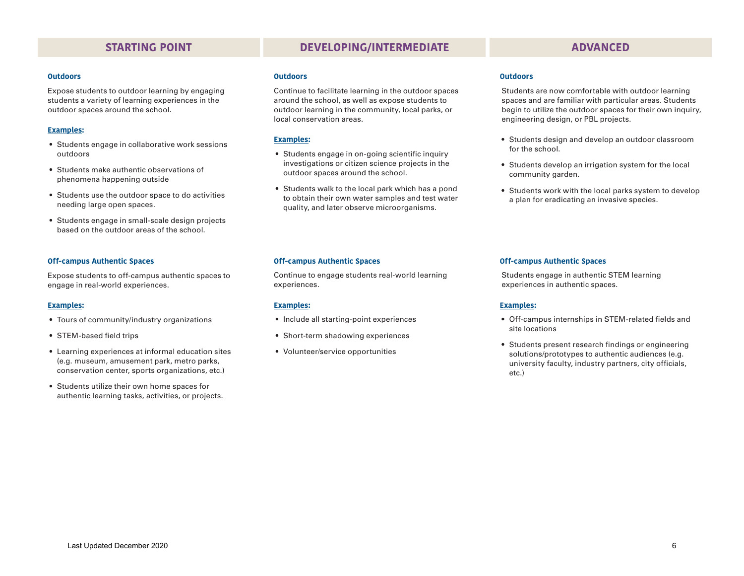## STARTING POINT

### Outdoors

Expose students to outdoor learning by engaging students a variety of learning experiences in the outdoor spaces around the school.

**Examples:**

- Students engage in collaborative work sessions outdoors
- Students make authentic observations of phenomena happening outside
- Students use the outdoor space to do activities needing large open spaces.
- Students engage in small-scale design projects based on the outdoor areas of the school.

### Off-campus Authentic Spaces

Expose students to off-campus authentic spaces to engage in real-world experiences.

**Examples:**

- Tours of community/industry organizations
- STEM-based field trips
- Learning experiences at informal education sites (e.g. museum, amusement park, metro parks, conservation center, sports organizations, etc.)
- Students utilize their own home spaces for authentic learning tasks, activities, or projects.

## DEVELOPING/INTERMEDIATE

### Outdoors

Continue to facilitate learning in the outdoor spaces around the school, as well as expose students to outdoor learning in the community, local parks, or local conservation areas.

**Examples:**

- Students engage in on-going scientific inquiry investigations or citizen science projects in the outdoor spaces around the school.
- Students walk to the local park which has a pond to obtain their own water samples and test water quality, and later observe microorganisms.

### Off-campus Authentic Spaces

Continue to engage students real-world learning experiences.

**Examples:**

- Include all starting-point experiences
- Short-term shadowing experiences
- Volunteer/service opportunities

## ADVANCED

### Outdoors

Students are now comfortable with outdoor learning spaces and are familiar with particular areas. Students begin to utilize the outdoor spaces for their own inquiry, engineering design, or PBL projects.

- Students design and develop an outdoor classroom for the school.
- Students develop an irrigation system for the local community garden.
- Students work with the local parks system to develop a plan for eradicating an invasive species.

### Off-campus Authentic Spaces

Students engage in authentic STEM learning experiences in authentic spaces.

**Examples:**

- Off-campus internships in STEM-related fields and site locations
- Students present research findings or engineering solutions/prototypes to authentic audiences (e.g. university faculty, industry partners, city officials, etc.)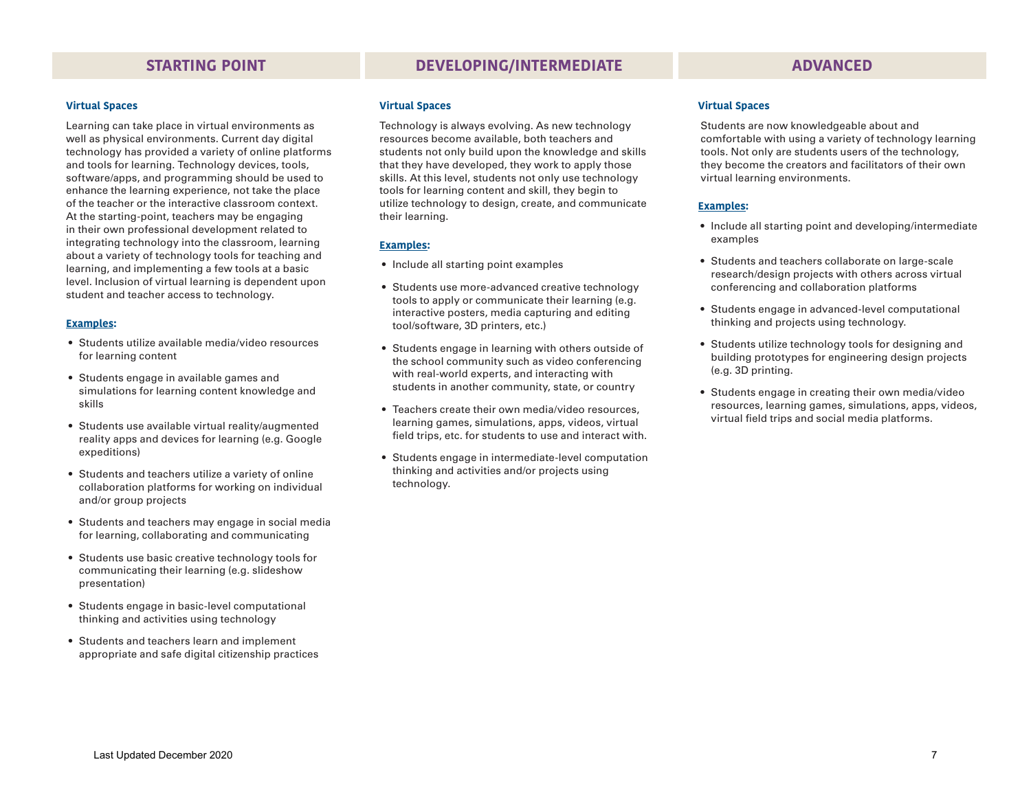## STARTING POINT

### Virtual Spaces

Learning can take place in virtual environments as well as physical environments. Current day digital technology has provided a variety of online platforms and tools for learning. Technology devices, tools, software/apps, and programming should be used to enhance the learning experience, not take the place of the teacher or the interactive classroom context. At the starting-point, teachers may be engaging in their own professional development related to integrating technology into the classroom, learning about a variety of technology tools for teaching and learning, and implementing a few tools at a basic level. Inclusion of virtual learning is dependent upon student and teacher access to technology.

**Examples:**

- Students utilize available media/video resources for learning content
- Students engage in available games and simulations for learning content knowledge and skills
- Students use available virtual reality/augmented reality apps and devices for learning (e.g. Google expeditions)
- Students and teachers utilize a variety of online collaboration platforms for working on individual and/or group projects
- Students and teachers may engage in social media for learning, collaborating and communicating
- Students use basic creative technology tools for communicating their learning (e.g. slideshow presentation)
- Students engage in basic-level computational thinking and activities using technology
- Students and teachers learn and implement appropriate and safe digital citizenship practices

## DEVELOPING/INTERMEDIATE

### Virtual Spaces

Technology is always evolving. As new technology resources become available, both teachers and students not only build upon the knowledge and skills that they have developed, they work to apply those skills. At this level, students not only use technology tools for learning content and skill, they begin to utilize technology to design, create, and communicate their learning.

**Examples:**

- Include all starting point examples
- Students use more-advanced creative technology tools to apply or communicate their learning (e.g. interactive posters, media capturing and editing tool/software, 3D printers, etc.)
- Students engage in learning with others outside of the school community such as video conferencing with real-world experts, and interacting with students in another community, state, or country
- Teachers create their own media/video resources, learning games, simulations, apps, videos, virtual field trips, etc. for students to use and interact with.
- Students engage in intermediate-level computation thinking and activities and/or projects using technology.

## ADVANCED

### Virtual Spaces

Students are now knowledgeable about and comfortable with using a variety of technology learning tools. Not only are students users of the technology, they become the creators and facilitators of their own virtual learning environments.

**Examples:**

- Include all starting point and developing/intermediate examples
- Students and teachers collaborate on large-scale research/design projects with others across virtual conferencing and collaboration platforms
- Students engage in advanced-level computational thinking and projects using technology.
- Students utilize technology tools for designing and building prototypes for engineering design projects (e.g. 3D printing.
- Students engage in creating their own media/video resources, learning games, simulations, apps, videos, virtual field trips and social media platforms.

Last Updated December 2020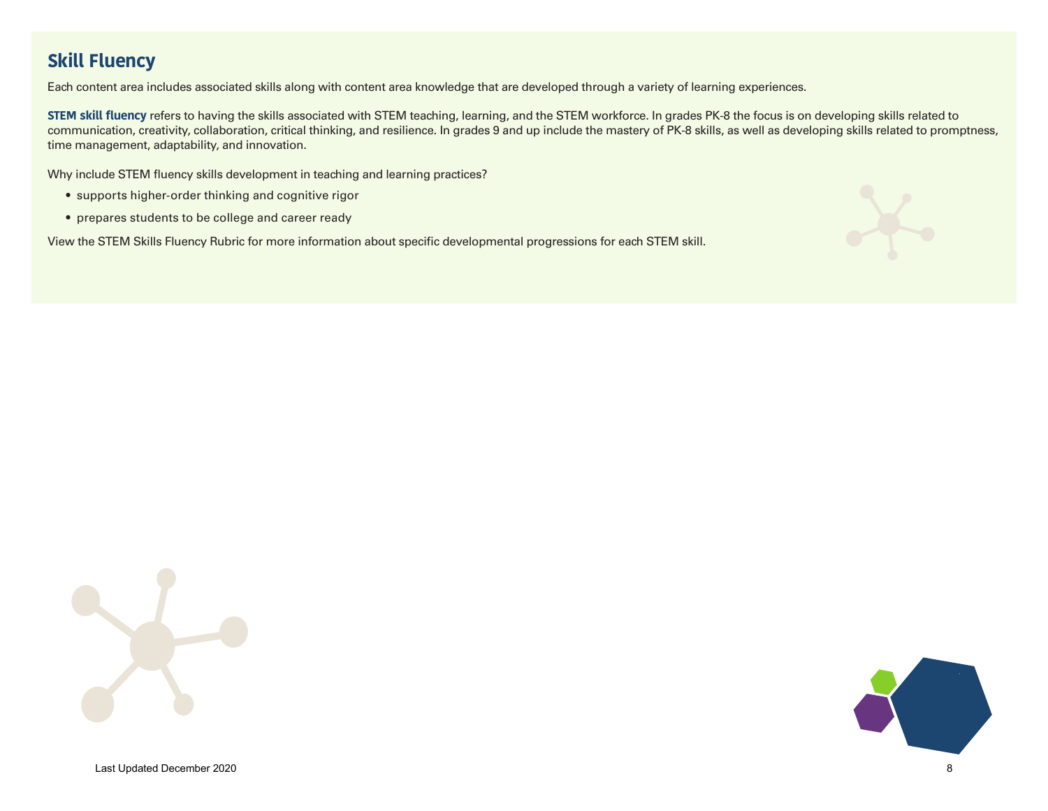## Skill Fluency

Each content area includes associated skills along with content area knowledge that are developed through a variety of learning experiences.

**STEM skill fluency** refers to having the skills associated with STEM teaching, learning, and the STEM workforce. In grades PK-8 the focus is on developing skills related to communication, creativity, collaboration, critical thinking, and resilience. In grades 9 and up include the mastery of PK-8 skills, as well as developing skills related to promptness, time management, adaptability, and innovation.

Why include STEM fluency skills development in teaching and learning practices?

- supports higher-order thinking and cognitive rigor
- prepares students to be college and career ready

View the STEM Skills Fluency Rubric for more information about specific developmental progressions for each STEM skill.

Last Updated December 2020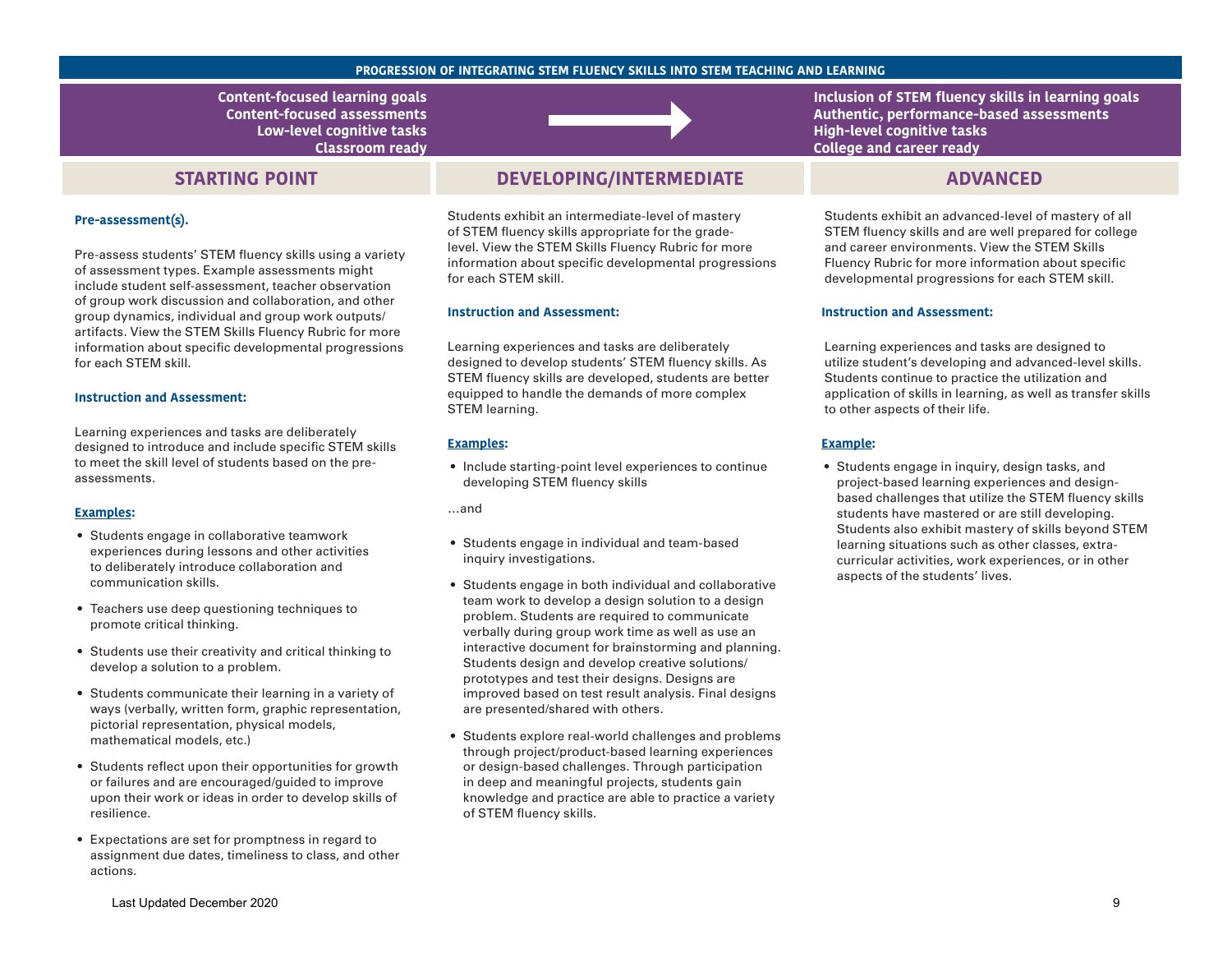## PROGRESSION OF INTEGRATING STEM FLUENCY SKILLS INTO STEM TEACHING AND LEARNING

| Content-focused learning goals<br>Content-focused assessments<br>Low-level cognitive tasks<br>Classroom ready | → | Inclusion of STEM fluency skills in learning goals<br>Authentic, performance-based assessments<br>High-level cognitive tasks<br>College and career ready |
|---|---|---|

### STARTING POINT

**Pre-assessment(s).**

Pre-assess students' STEM fluency skills using a variety of assessment types. Example assessments might include student self-assessment, teacher observation of group work discussion and collaboration, and other group dynamics, individual and group work outputs/artifacts. View the STEM Skills Fluency Rubric for more information about specific developmental progressions for each STEM skill.

**Instruction and Assessment:**

Learning experiences and tasks are deliberately designed to introduce and include specific STEM skills to meet the skill level of students based on the pre-assessments.

**Examples:**

- Students engage in collaborative teamwork experiences during lessons and other activities to deliberately introduce collaboration and communication skills.
- Teachers use deep questioning techniques to promote critical thinking.
- Students use their creativity and critical thinking to develop a solution to a problem.
- Students communicate their learning in a variety of ways (verbally, written form, graphic representation, pictorial representation, physical models, mathematical models, etc.)
- Students reflect upon their opportunities for growth or failures and are encouraged/guided to improve upon their work or ideas in order to develop skills of resilience.
- Expectations are set for promptness in regard to assignment due dates, timeliness to class, and other actions.

### DEVELOPING/INTERMEDIATE

Students exhibit an intermediate-level of mastery of STEM fluency skills appropriate for the grade-level. View the STEM Skills Fluency Rubric for more information about specific developmental progressions for each STEM skill.

**Instruction and Assessment:**

Learning experiences and tasks are deliberately designed to develop students' STEM fluency skills. As STEM fluency skills are developed, students are better equipped to handle the demands of more complex STEM learning.

**Examples:**

- Include starting-point level experiences to continue developing STEM fluency skills

...and

- Students engage in individual and team-based inquiry investigations.
- Students engage in both individual and collaborative team work to develop a design solution to a design problem. Students are required to communicate verbally during group work time as well as use an interactive document for brainstorming and planning. Students design and develop creative solutions/prototypes and test their designs. Designs are improved based on test result analysis. Final designs are presented/shared with others.
- Students explore real-world challenges and problems through project/product-based learning experiences or design-based challenges. Through participation in deep and meaningful projects, students gain knowledge and practice are able to practice a variety of STEM fluency skills.

### ADVANCED

Students exhibit an advanced-level of mastery of all STEM fluency skills and are well prepared for college and career environments. View the STEM Skills Fluency Rubric for more information about specific developmental progressions for each STEM skill.

**Instruction and Assessment:**

Learning experiences and tasks are designed to utilize student's developing and advanced-level skills. Students continue to practice the utilization and application of skills in learning, as well as transfer skills to other aspects of their life.

**Example:**

- Students engage in inquiry, design tasks, and project-based learning experiences and design-based challenges that utilize the STEM fluency skills students have mastered or are still developing. Students also exhibit mastery of skills beyond STEM learning situations such as other classes, extra-curricular activities, work experiences, or in other aspects of the students' lives.

Last Updated December 2020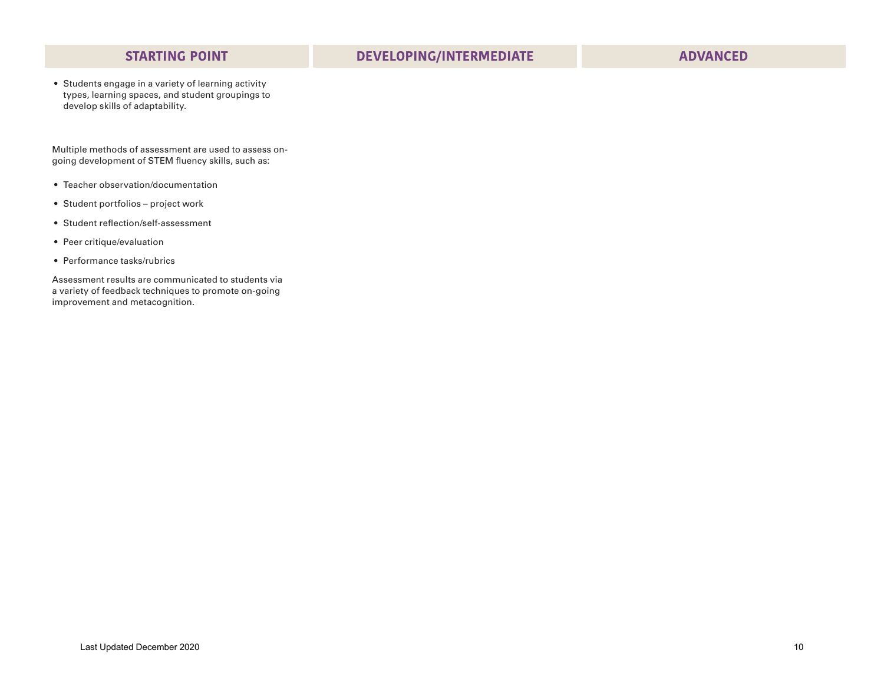| STARTING POINT | DEVELOPING/INTERMEDIATE | ADVANCED |
| --- | --- | --- |
| • Students engage in a variety of learning activity types, learning spaces, and student groupings to develop skills of adaptability.<br><br>Multiple methods of assessment are used to assess on-going development of STEM fluency skills, such as:<br>• Teacher observation/documentation<br>• Student portfolios – project work<br>• Student reflection/self-assessment<br>• Peer critique/evaluation<br>• Performance tasks/rubrics<br><br>Assessment results are communicated to students via a variety of feedback techniques to promote on-going improvement and metacognition. | | |

Last Updated December 2020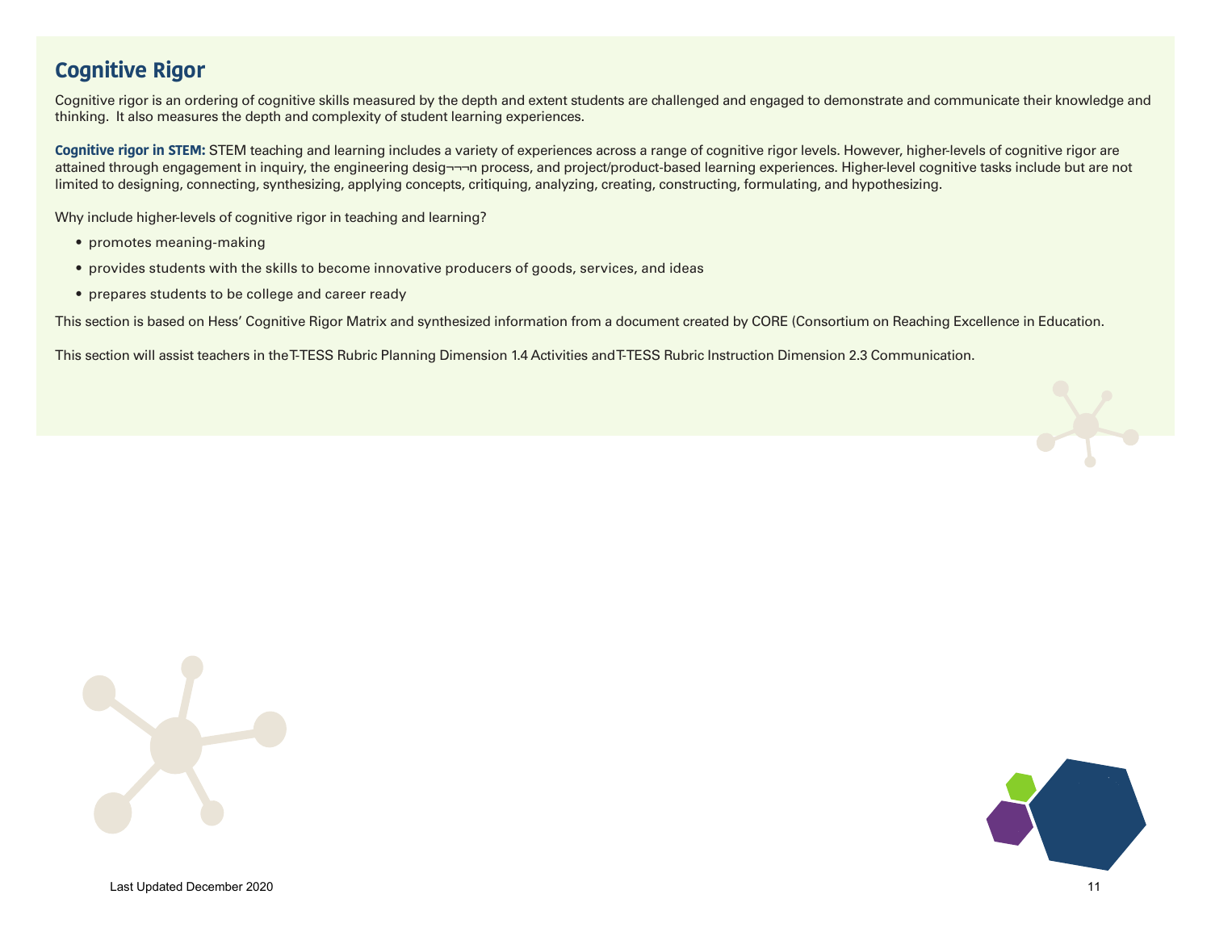# Cognitive Rigor

Cognitive rigor is an ordering of cognitive skills measured by the depth and extent students are challenged and engaged to demonstrate and communicate their knowledge and thinking. It also measures the depth and complexity of student learning experiences.

**Cognitive rigor in STEM:** STEM teaching and learning includes a variety of experiences across a range of cognitive rigor levels. However, higher-levels of cognitive rigor are attained through engagement in inquiry, the engineering desig¬¬¬n process, and project/product-based learning experiences. Higher-level cognitive tasks include but are not limited to designing, connecting, synthesizing, applying concepts, critiquing, analyzing, creating, constructing, formulating, and hypothesizing.

Why include higher-levels of cognitive rigor in teaching and learning?

- promotes meaning-making
- provides students with the skills to become innovative producers of goods, services, and ideas
- prepares students to be college and career ready

This section is based on Hess' Cognitive Rigor Matrix and synthesized information from a document created by CORE (Consortium on Reaching Excellence in Education.

This section will assist teachers in the T-TESS Rubric Planning Dimension 1.4 Activities and T-TESS Rubric Instruction Dimension 2.3 Communication.

Last Updated December 2020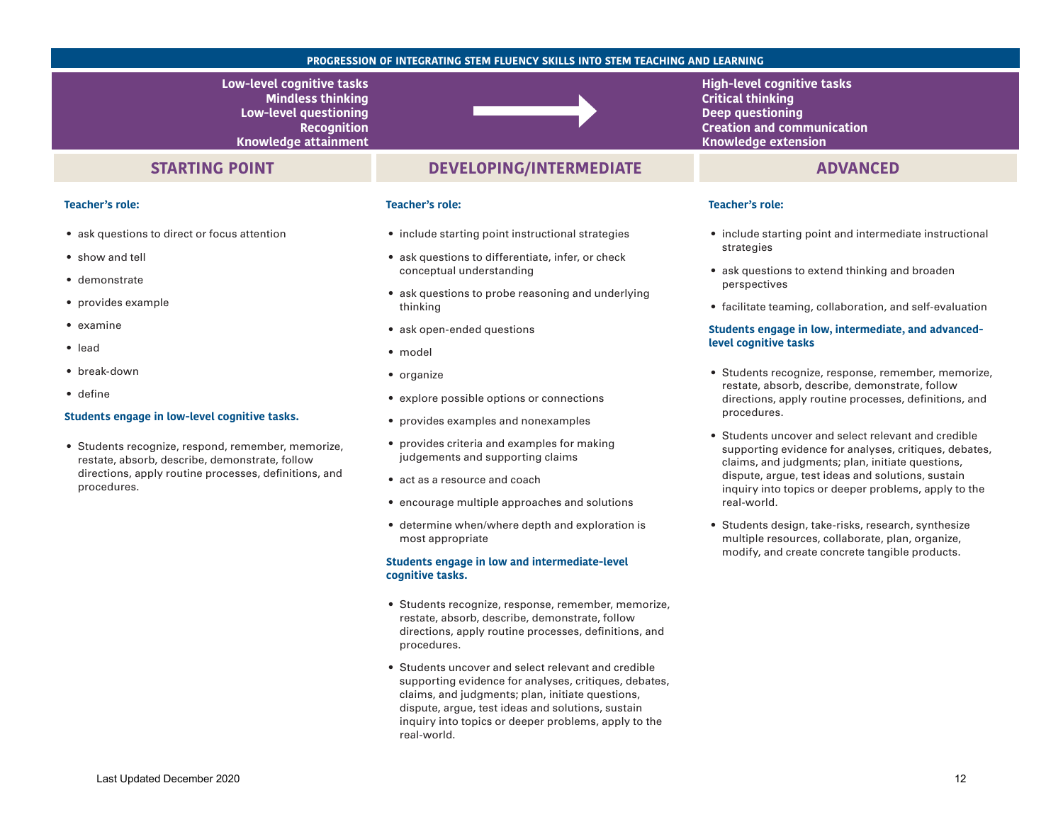## PROGRESSION OF INTEGRATING STEM FLUENCY SKILLS INTO STEM TEACHING AND LEARNING

| Low-level cognitive tasks<br>Mindless thinking<br>Low-level questioning<br>Recognition<br>Knowledge attainment | → | High-level cognitive tasks<br>Critical thinking<br>Deep questioning<br>Creation and communication<br>Knowledge extension |
|---|---|---|

### STARTING POINT

**Teacher's role:**

- ask questions to direct or focus attention
- show and tell
- demonstrate
- provides example
- examine
- lead
- break-down
- define

**Students engage in low-level cognitive tasks.**

- Students recognize, respond, remember, memorize, restate, absorb, describe, demonstrate, follow directions, apply routine processes, definitions, and procedures.

### DEVELOPING/INTERMEDIATE

**Teacher's role:**

- include starting point instructional strategies
- ask questions to differentiate, infer, or check conceptual understanding
- ask questions to probe reasoning and underlying thinking
- ask open-ended questions
- model
- organize
- explore possible options or connections
- provides examples and nonexamples
- provides criteria and examples for making judgements and supporting claims
- act as a resource and coach
- encourage multiple approaches and solutions
- determine when/where depth and exploration is most appropriate

**Students engage in low and intermediate-level cognitive tasks.**

- Students recognize, response, remember, memorize, restate, absorb, describe, demonstrate, follow directions, apply routine processes, definitions, and procedures.
- Students uncover and select relevant and credible supporting evidence for analyses, critiques, debates, claims, and judgments; plan, initiate questions, dispute, argue, test ideas and solutions, sustain inquiry into topics or deeper problems, apply to the real-world.

### ADVANCED

**Teacher's role:**

- include starting point and intermediate instructional strategies
- ask questions to extend thinking and broaden perspectives
- facilitate teaming, collaboration, and self-evaluation

**Students engage in low, intermediate, and advanced-level cognitive tasks**

- Students recognize, response, remember, memorize, restate, absorb, describe, demonstrate, follow directions, apply routine processes, definitions, and procedures.
- Students uncover and select relevant and credible supporting evidence for analyses, critiques, debates, claims, and judgments; plan, initiate questions, dispute, argue, test ideas and solutions, sustain inquiry into topics or deeper problems, apply to the real-world.
- Students design, take-risks, research, synthesize multiple resources, collaborate, plan, organize, modify, and create concrete tangible products.

Last Updated December 2020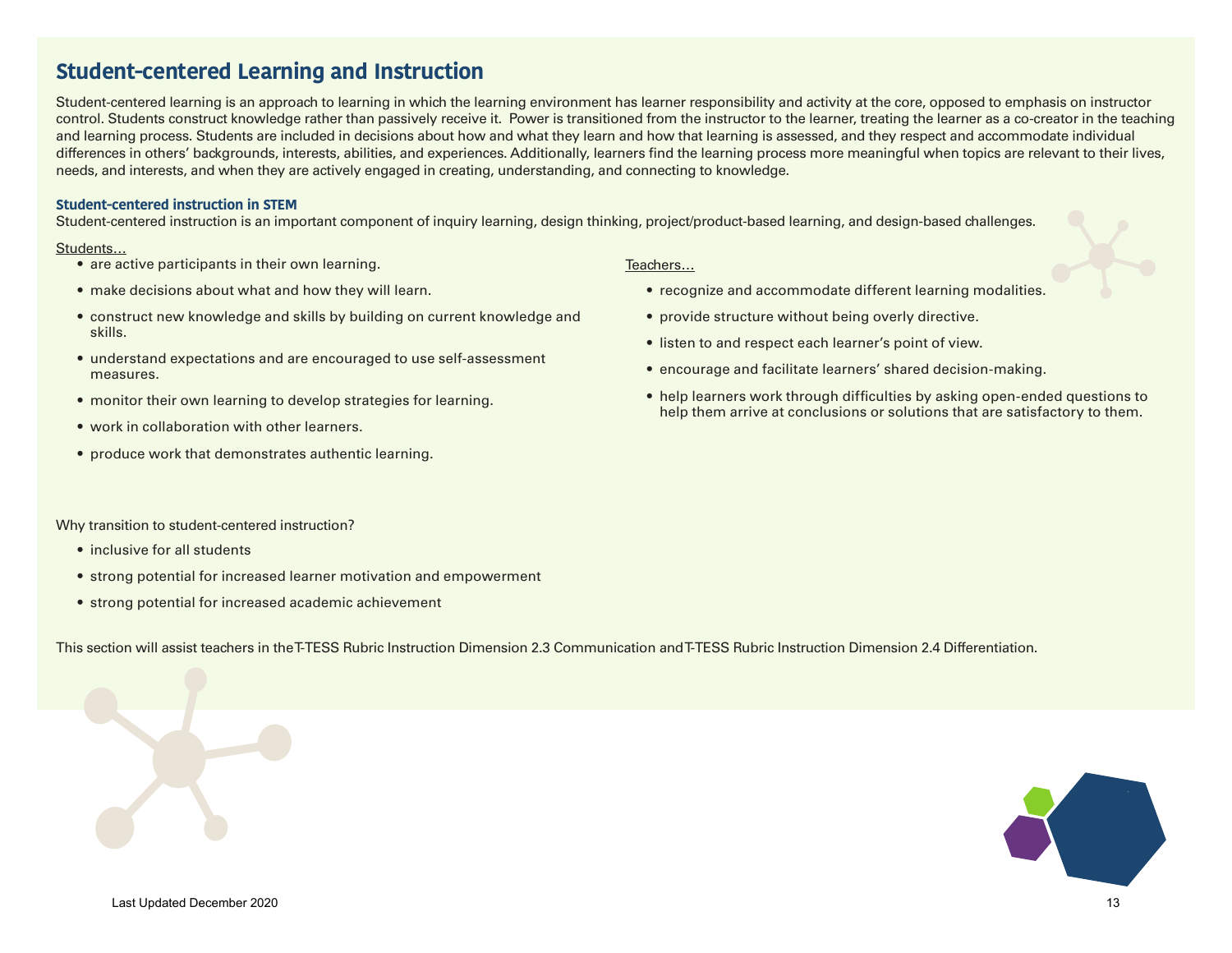## Student-centered Learning and Instruction

Student-centered learning is an approach to learning in which the learning environment has learner responsibility and activity at the core, opposed to emphasis on instructor control. Students construct knowledge rather than passively receive it. Power is transitioned from the instructor to the learner, treating the learner as a co-creator in the teaching and learning process. Students are included in decisions about how and what they learn and how that learning is assessed, and they respect and accommodate individual differences in others' backgrounds, interests, abilities, and experiences. Additionally, learners find the learning process more meaningful when topics are relevant to their lives, needs, and interests, and when they are actively engaged in creating, understanding, and connecting to knowledge.

### Student-centered instruction in STEM

Student-centered instruction is an important component of inquiry learning, design thinking, project/product-based learning, and design-based challenges.

Students…

- are active participants in their own learning.
- make decisions about what and how they will learn.
- construct new knowledge and skills by building on current knowledge and skills.
- understand expectations and are encouraged to use self-assessment measures.
- monitor their own learning to develop strategies for learning.
- work in collaboration with other learners.
- produce work that demonstrates authentic learning.

Teachers…

- recognize and accommodate different learning modalities.
- provide structure without being overly directive.
- listen to and respect each learner's point of view.
- encourage and facilitate learners' shared decision-making.
- help learners work through difficulties by asking open-ended questions to help them arrive at conclusions or solutions that are satisfactory to them.

Why transition to student-centered instruction?

- inclusive for all students
- strong potential for increased learner motivation and empowerment
- strong potential for increased academic achievement

This section will assist teachers in the T-TESS Rubric Instruction Dimension 2.3 Communication and T-TESS Rubric Instruction Dimension 2.4 Differentiation.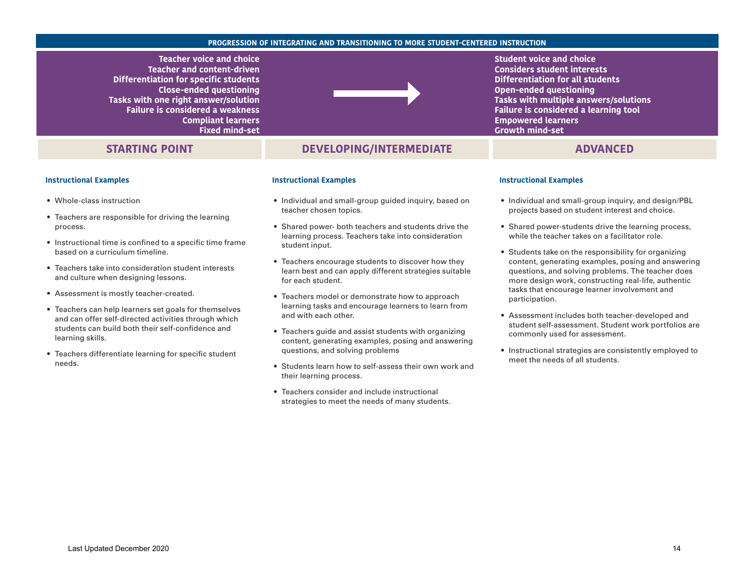## PROGRESSION OF INTEGRATING AND TRANSITIONING TO MORE STUDENT-CENTERED INSTRUCTION

| | → | |
|---|---|---|
| Teacher voice and choice | | Student voice and choice |
| Teacher and content-driven | | Considers student interests |
| Differentiation for specific students | | Differentiation for all students |
| Close-ended questioning | | Open-ended questioning |
| Tasks with one right answer/solution | | Tasks with multiple answers/solutions |
| Failure is considered a weakness | | Failure is considered a learning tool |
| Compliant learners | | Empowered learners |
| Fixed mind-set | | Growth mind-set |

### STARTING POINT

**Instructional Examples**

- Whole-class instruction
- Teachers are responsible for driving the learning process.
- Instructional time is confined to a specific time frame based on a curriculum timeline.
- Teachers take into consideration student interests and culture when designing lessons.
- Assessment is mostly teacher-created.
- Teachers can help learners set goals for themselves and can offer self-directed activities through which students can build both their self-confidence and learning skills.
- Teachers differentiate learning for specific student needs.

### DEVELOPING/INTERMEDIATE

**Instructional Examples**

- Individual and small-group guided inquiry, based on teacher chosen topics.
- Shared power- both teachers and students drive the learning process. Teachers take into consideration student input.
- Teachers encourage students to discover how they learn best and can apply different strategies suitable for each student.
- Teachers model or demonstrate how to approach learning tasks and encourage learners to learn from and with each other.
- Teachers guide and assist students with organizing content, generating examples, posing and answering questions, and solving problems
- Students learn how to self-assess their own work and their learning process.
- Teachers consider and include instructional strategies to meet the needs of many students.

### ADVANCED

**Instructional Examples**

- Individual and small-group inquiry, and design/PBL projects based on student interest and choice.
- Shared power-students drive the learning process, while the teacher takes on a facilitator role.
- Students take on the responsibility for organizing content, generating examples, posing and answering questions, and solving problems. The teacher does more design work, constructing real-life, authentic tasks that encourage learner involvement and participation.
- Assessment includes both teacher-developed and student self-assessment. Student work portfolios are commonly used for assessment.
- Instructional strategies are consistently employed to meet the needs of all students.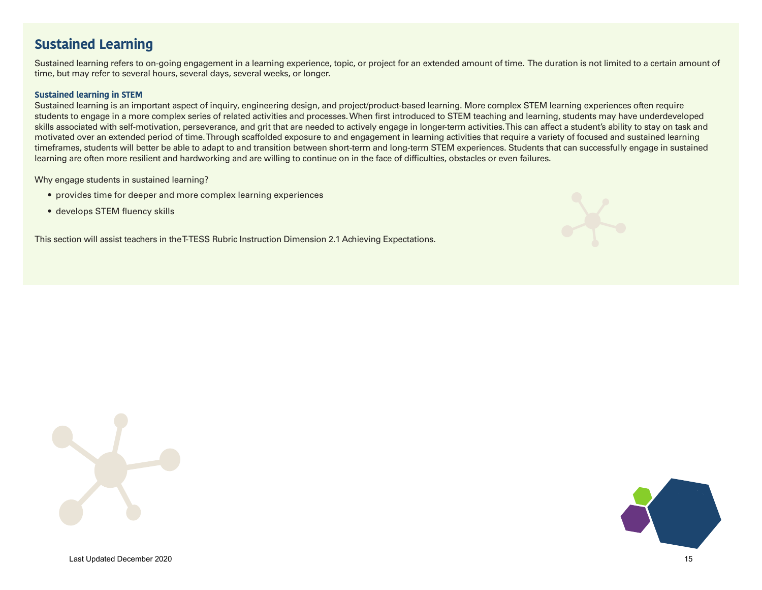## Sustained Learning

Sustained learning refers to on-going engagement in a learning experience, topic, or project for an extended amount of time. The duration is not limited to a certain amount of time, but may refer to several hours, several days, several weeks, or longer.

### Sustained learning in STEM

Sustained learning is an important aspect of inquiry, engineering design, and project/product-based learning. More complex STEM learning experiences often require students to engage in a more complex series of related activities and processes. When first introduced to STEM teaching and learning, students may have underdeveloped skills associated with self-motivation, perseverance, and grit that are needed to actively engage in longer-term activities. This can affect a student's ability to stay on task and motivated over an extended period of time. Through scaffolded exposure to and engagement in learning activities that require a variety of focused and sustained learning timeframes, students will better be able to adapt to and transition between short-term and long-term STEM experiences. Students that can successfully engage in sustained learning are often more resilient and hardworking and are willing to continue on in the face of difficulties, obstacles or even failures.

Why engage students in sustained learning?

- provides time for deeper and more complex learning experiences
- develops STEM fluency skills

This section will assist teachers in the T-TESS Rubric Instruction Dimension 2.1 Achieving Expectations.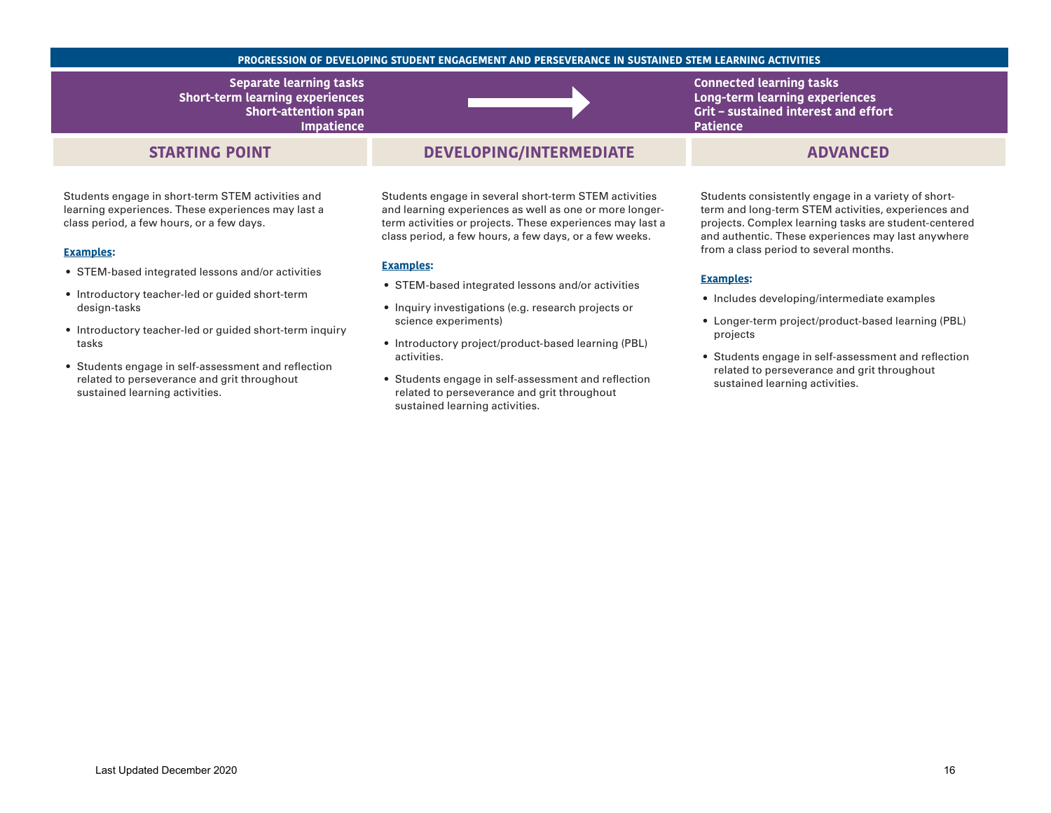## PROGRESSION OF DEVELOPING STUDENT ENGAGEMENT AND PERSEVERANCE IN SUSTAINED STEM LEARNING ACTIVITIES

**Separate learning tasks**
**Short-term learning experiences**
**Short-attention span**
**Impatience**

→

**Connected learning tasks**
**Long-term learning experiences**
**Grit – sustained interest and effort**
**Patience**

### STARTING POINT

Students engage in short-term STEM activities and learning experiences. These experiences may last a class period, a few hours, or a few days.

**Examples:**

- STEM-based integrated lessons and/or activities
- Introductory teacher-led or guided short-term design-tasks
- Introductory teacher-led or guided short-term inquiry tasks
- Students engage in self-assessment and reflection related to perseverance and grit throughout sustained learning activities.

### DEVELOPING/INTERMEDIATE

Students engage in several short-term STEM activities and learning experiences as well as one or more longer-term activities or projects. These experiences may last a class period, a few hours, a few days, or a few weeks.

**Examples:**

- STEM-based integrated lessons and/or activities
- Inquiry investigations (e.g. research projects or science experiments)
- Introductory project/product-based learning (PBL) activities.
- Students engage in self-assessment and reflection related to perseverance and grit throughout sustained learning activities.

### ADVANCED

Students consistently engage in a variety of short-term and long-term STEM activities, experiences and projects. Complex learning tasks are student-centered and authentic. These experiences may last anywhere from a class period to several months.

**Examples:**

- Includes developing/intermediate examples
- Longer-term project/product-based learning (PBL) projects
- Students engage in self-assessment and reflection related to perseverance and grit throughout sustained learning activities.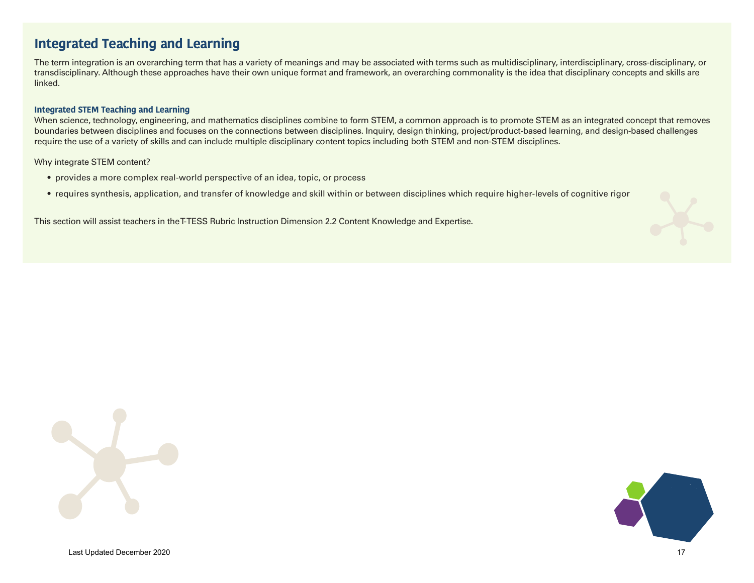## Integrated Teaching and Learning

The term integration is an overarching term that has a variety of meanings and may be associated with terms such as multidisciplinary, interdisciplinary, cross-disciplinary, or transdisciplinary. Although these approaches have their own unique format and framework, an overarching commonality is the idea that disciplinary concepts and skills are linked.

### Integrated STEM Teaching and Learning

When science, technology, engineering, and mathematics disciplines combine to form STEM, a common approach is to promote STEM as an integrated concept that removes boundaries between disciplines and focuses on the connections between disciplines. Inquiry, design thinking, project/product-based learning, and design-based challenges require the use of a variety of skills and can include multiple disciplinary content topics including both STEM and non-STEM disciplines.

Why integrate STEM content?

- provides a more complex real-world perspective of an idea, topic, or process
- requires synthesis, application, and transfer of knowledge and skill within or between disciplines which require higher-levels of cognitive rigor

This section will assist teachers in theT-TESS Rubric Instruction Dimension 2.2 Content Knowledge and Expertise.

Last Updated December 2020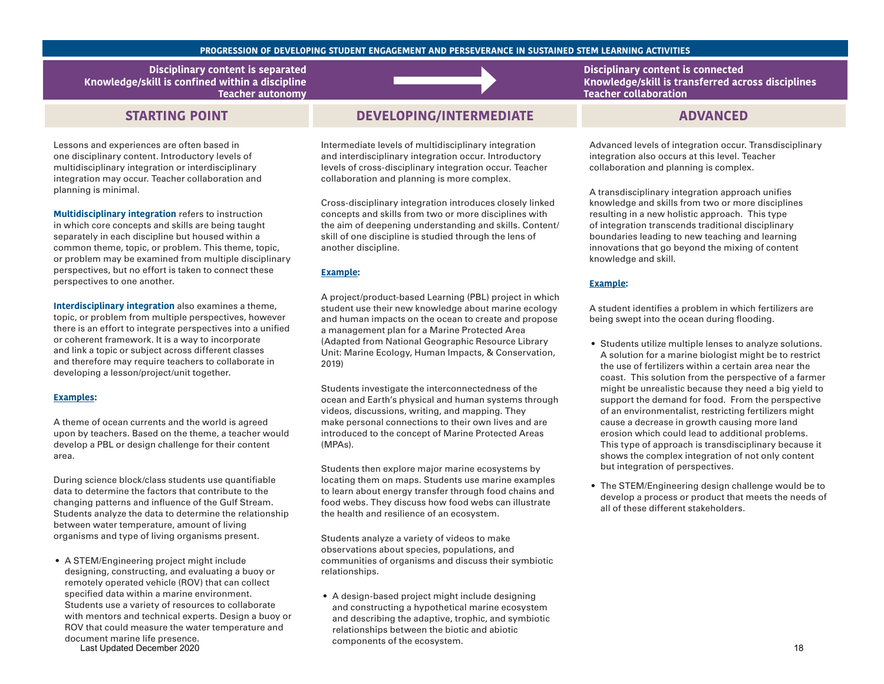## PROGRESSION OF DEVELOPING STUDENT ENGAGEMENT AND PERSEVERANCE IN SUSTAINED STEM LEARNING ACTIVITIES

**Disciplinary content is separated**
**Knowledge/skill is confined within a discipline**
**Teacher autonomy**

→

**Disciplinary content is connected**
**Knowledge/skill is transferred across disciplines**
**Teacher collaboration**

### STARTING POINT

Lessons and experiences are often based in one disciplinary content. Introductory levels of multidisciplinary integration or interdisciplinary integration may occur. Teacher collaboration and planning is minimal.

**Multidisciplinary integration** refers to instruction in which core concepts and skills are being taught separately in each discipline but housed within a common theme, topic, or problem. This theme, topic, or problem may be examined from multiple disciplinary perspectives, but no effort is taken to connect these perspectives to one another.

**Interdisciplinary integration** also examines a theme, topic, or problem from multiple perspectives, however there is an effort to integrate perspectives into a unified or coherent framework. It is a way to incorporate and link a topic or subject across different classes and therefore may require teachers to collaborate in developing a lesson/project/unit together.

**Examples:**

A theme of ocean currents and the world is agreed upon by teachers. Based on the theme, a teacher would develop a PBL or design challenge for their content area.

During science block/class students use quantifiable data to determine the factors that contribute to the changing patterns and influence of the Gulf Stream. Students analyze the data to determine the relationship between water temperature, amount of living organisms and type of living organisms present.

- A STEM/Engineering project might include designing, constructing, and evaluating a buoy or remotely operated vehicle (ROV) that can collect specified data within a marine environment. Students use a variety of resources to collaborate with mentors and technical experts. Design a buoy or ROV that could measure the water temperature and document marine life presence.

### DEVELOPING/INTERMEDIATE

Intermediate levels of multidisciplinary integration and interdisciplinary integration occur. Introductory levels of cross-disciplinary integration occur. Teacher collaboration and planning is more complex.

Cross-disciplinary integration introduces closely linked concepts and skills from two or more disciplines with the aim of deepening understanding and skills. Content/skill of one discipline is studied through the lens of another discipline.

**Example:**

A project/product-based Learning (PBL) project in which student use their new knowledge about marine ecology and human impacts on the ocean to create and propose a management plan for a Marine Protected Area (Adapted from National Geographic Resource Library Unit: Marine Ecology, Human Impacts, & Conservation, 2019)

Students investigate the interconnectedness of the ocean and Earth's physical and human systems through videos, discussions, writing, and mapping. They make personal connections to their own lives and are introduced to the concept of Marine Protected Areas (MPAs).

Students then explore major marine ecosystems by locating them on maps. Students use marine examples to learn about energy transfer through food chains and food webs. They discuss how food webs can illustrate the health and resilience of an ecosystem.

Students analyze a variety of videos to make observations about species, populations, and communities of organisms and discuss their symbiotic relationships.

- A design-based project might include designing and constructing a hypothetical marine ecosystem and describing the adaptive, trophic, and symbiotic relationships between the biotic and abiotic components of the ecosystem.

### ADVANCED

Advanced levels of integration occur. Transdisciplinary integration also occurs at this level. Teacher collaboration and planning is complex.

A transdisciplinary integration approach unifies knowledge and skills from two or more disciplines resulting in a new holistic approach. This type of integration transcends traditional disciplinary boundaries leading to new teaching and learning innovations that go beyond the mixing of content knowledge and skill.

**Example:**

A student identifies a problem in which fertilizers are being swept into the ocean during flooding.

- Students utilize multiple lenses to analyze solutions. A solution for a marine biologist might be to restrict the use of fertilizers within a certain area near the coast. This solution from the perspective of a farmer might be unrealistic because they need a big yield to support the demand for food. From the perspective of an environmentalist, restricting fertilizers might cause a decrease in growth causing more land erosion which could lead to additional problems. This type of approach is transdisciplinary because it shows the complex integration of not only content but integration of perspectives.
- The STEM/Engineering design challenge would be to develop a process or product that meets the needs of all of these different stakeholders.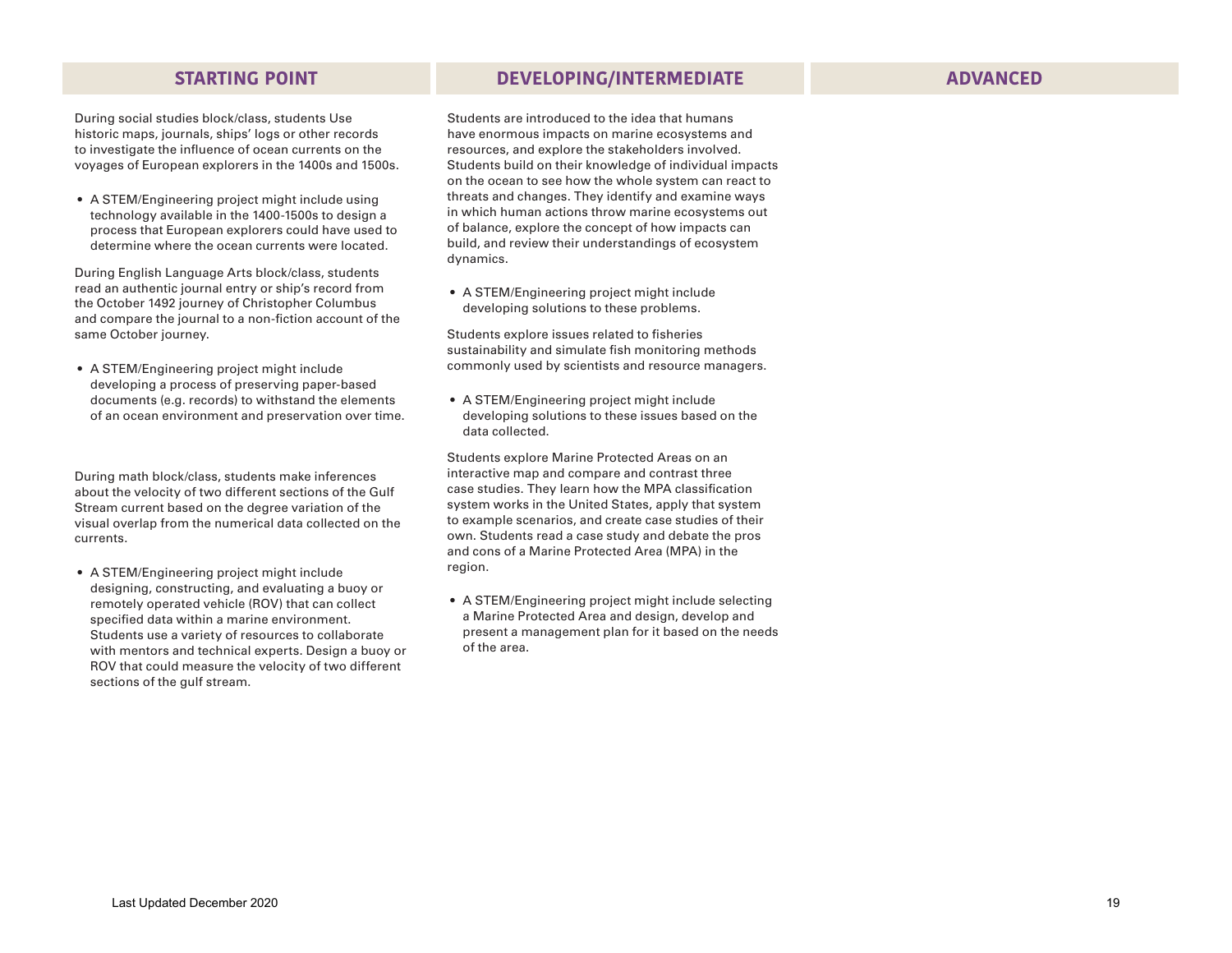| STARTING POINT | DEVELOPING/INTERMEDIATE | ADVANCED |
| --- | --- | --- |
| During social studies block/class, students Use historic maps, journals, ships' logs or other records to investigate the influence of ocean currents on the voyages of European explorers in the 1400s and 1500s.<br><br>• A STEM/Engineering project might include using technology available in the 1400-1500s to design a process that European explorers could have used to determine where the ocean currents were located.<br><br>During English Language Arts block/class, students read an authentic journal entry or ship's record from the October 1492 journey of Christopher Columbus and compare the journal to a non-fiction account of the same October journey.<br><br>• A STEM/Engineering project might include developing a process of preserving paper-based documents (e.g. records) to withstand the elements of an ocean environment and preservation over time.<br><br>During math block/class, students make inferences about the velocity of two different sections of the Gulf Stream current based on the degree variation of the visual overlap from the numerical data collected on the currents.<br><br>• A STEM/Engineering project might include designing, constructing, and evaluating a buoy or remotely operated vehicle (ROV) that can collect specified data within a marine environment. Students use a variety of resources to collaborate with mentors and technical experts. Design a buoy or ROV that could measure the velocity of two different sections of the gulf stream. | Students are introduced to the idea that humans have enormous impacts on marine ecosystems and resources, and explore the stakeholders involved. Students build on their knowledge of individual impacts on the ocean to see how the whole system can react to threats and changes. They identify and examine ways in which human actions throw marine ecosystems out of balance, explore the concept of how impacts can build, and review their understandings of ecosystem dynamics.<br><br>• A STEM/Engineering project might include developing solutions to these problems.<br><br>Students explore issues related to fisheries sustainability and simulate fish monitoring methods commonly used by scientists and resource managers.<br><br>• A STEM/Engineering project might include developing solutions to these issues based on the data collected.<br><br>Students explore Marine Protected Areas on an interactive map and compare and contrast three case studies. They learn how the MPA classification system works in the United States, apply that system to example scenarios, and create case studies of their own. Students read a case study and debate the pros and cons of a Marine Protected Area (MPA) in the region.<br><br>• A STEM/Engineering project might include selecting a Marine Protected Area and design, develop and present a management plan for it based on the needs of the area. | |

Last Updated December 2020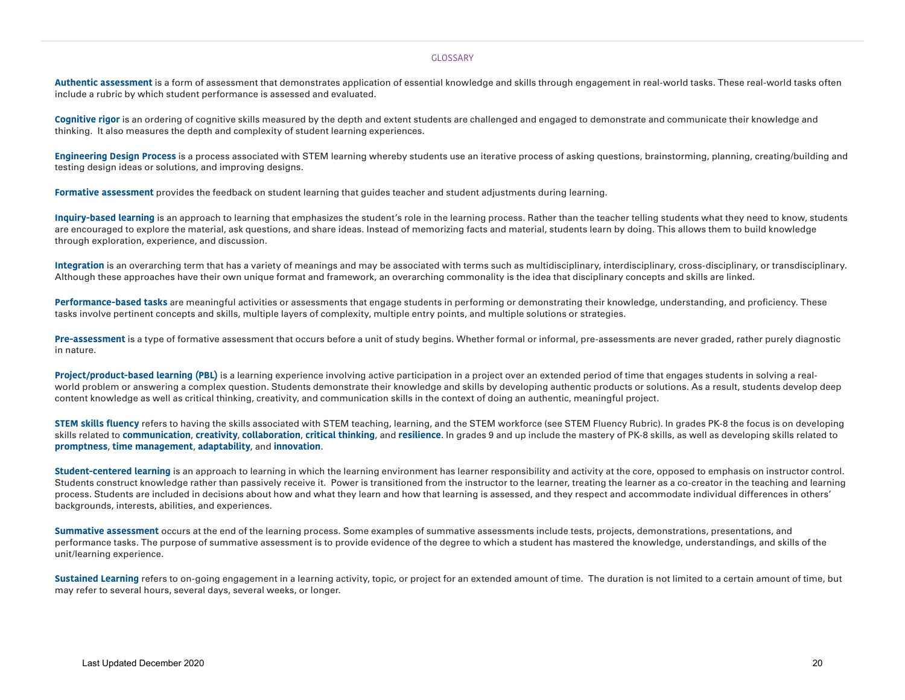## GLOSSARY

**Authentic assessment** is a form of assessment that demonstrates application of essential knowledge and skills through engagement in real-world tasks. These real-world tasks often include a rubric by which student performance is assessed and evaluated.

**Cognitive rigor** is an ordering of cognitive skills measured by the depth and extent students are challenged and engaged to demonstrate and communicate their knowledge and thinking. It also measures the depth and complexity of student learning experiences.

**Engineering Design Process** is a process associated with STEM learning whereby students use an iterative process of asking questions, brainstorming, planning, creating/building and testing design ideas or solutions, and improving designs.

**Formative assessment** provides the feedback on student learning that guides teacher and student adjustments during learning.

**Inquiry-based learning** is an approach to learning that emphasizes the student's role in the learning process. Rather than the teacher telling students what they need to know, students are encouraged to explore the material, ask questions, and share ideas. Instead of memorizing facts and material, students learn by doing. This allows them to build knowledge through exploration, experience, and discussion.

**Integration** is an overarching term that has a variety of meanings and may be associated with terms such as multidisciplinary, interdisciplinary, cross-disciplinary, or transdisciplinary. Although these approaches have their own unique format and framework, an overarching commonality is the idea that disciplinary concepts and skills are linked.

**Performance-based tasks** are meaningful activities or assessments that engage students in performing or demonstrating their knowledge, understanding, and proficiency. These tasks involve pertinent concepts and skills, multiple layers of complexity, multiple entry points, and multiple solutions or strategies.

**Pre-assessment** is a type of formative assessment that occurs before a unit of study begins. Whether formal or informal, pre-assessments are never graded, rather purely diagnostic in nature.

**Project/product-based learning (PBL)** is a learning experience involving active participation in a project over an extended period of time that engages students in solving a real-world problem or answering a complex question. Students demonstrate their knowledge and skills by developing authentic products or solutions. As a result, students develop deep content knowledge as well as critical thinking, creativity, and communication skills in the context of doing an authentic, meaningful project.

**STEM skills fluency** refers to having the skills associated with STEM teaching, learning, and the STEM workforce (see STEM Fluency Rubric). In grades PK-8 the focus is on developing skills related to **communication**, **creativity**, **collaboration**, **critical thinking**, and **resilience**. In grades 9 and up include the mastery of PK-8 skills, as well as developing skills related to **promptness**, **time management**, **adaptability**, and **innovation**.

**Student-centered learning** is an approach to learning in which the learning environment has learner responsibility and activity at the core, opposed to emphasis on instructor control. Students construct knowledge rather than passively receive it. Power is transitioned from the instructor to the learner, treating the learner as a co-creator in the teaching and learning process. Students are included in decisions about how and what they learn and how that learning is assessed, and they respect and accommodate individual differences in others' backgrounds, interests, abilities, and experiences.

**Summative assessment** occurs at the end of the learning process. Some examples of summative assessments include tests, projects, demonstrations, presentations, and performance tasks. The purpose of summative assessment is to provide evidence of the degree to which a student has mastered the knowledge, understandings, and skills of the unit/learning experience.

**Sustained Learning** refers to on-going engagement in a learning activity, topic, or project for an extended amount of time. The duration is not limited to a certain amount of time, but may refer to several hours, several days, several weeks, or longer.

Last Updated December 2020